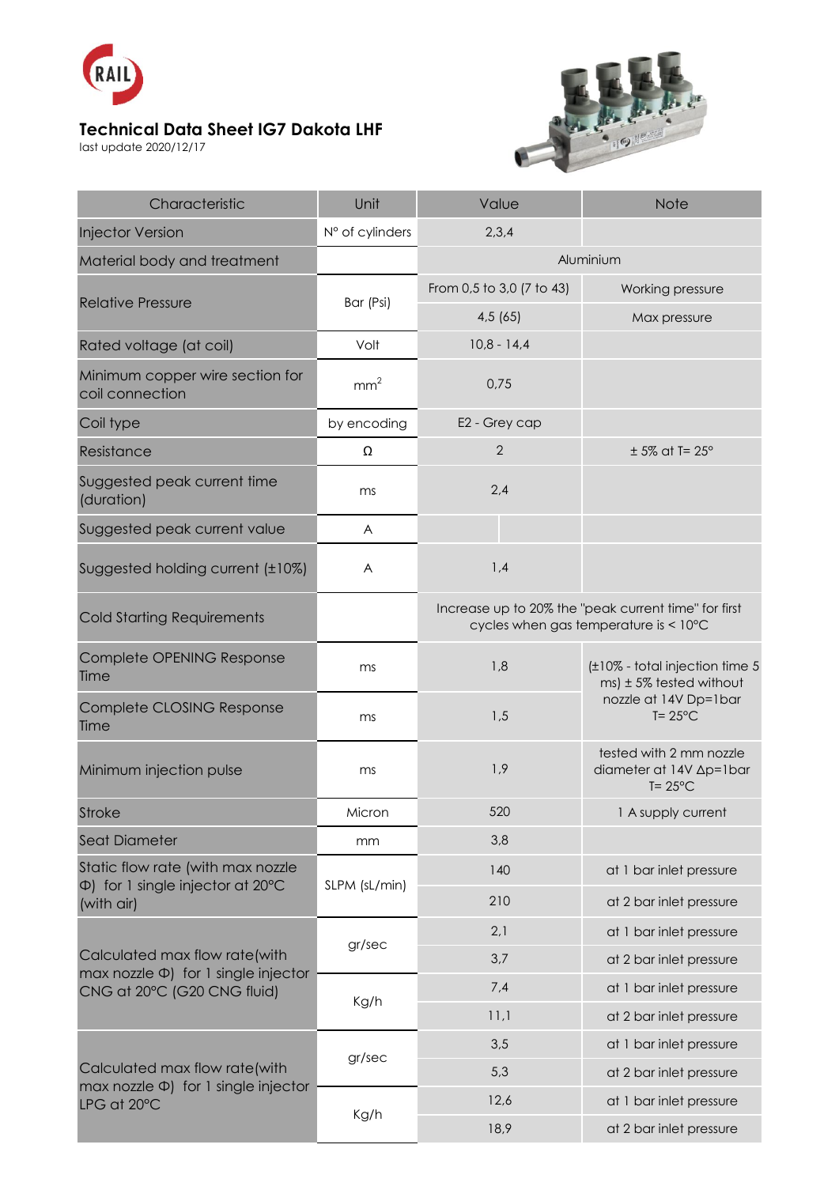RAIL

# Technical Data Sheet IG7 Dakota LHF

last update 2020/12/17

| Characteristic | Unit | Value | Note |
|---|---|---|---|
| Injector Version | N° of cylinders | 2,3,4 | |
| Material body and treatment | | Aluminium | |
| Relative Pressure | Bar (Psi) | From 0,5 to 3,0 (7 to 43) | Working pressure |
| | | 4,5 (65) | Max pressure |
| Rated voltage (at coil) | Volt | 10,8 - 14,4 | |
| Minimum copper wire section for coil connection | $mm^2$ | 0,75 | |
| Coil type | by encoding | E2 - Grey cap | |
| Resistance | Ω | 2 | ± 5% at T= 25° |
| Suggested peak current time (duration) | ms | 2,4 | |
| Suggested peak current value | A | | |
| Suggested holding current (±10%) | A | 1,4 | |
| Cold Starting Requirements | | Increase up to 20% the "peak current time" for first cycles when gas temperature is < 10°C | |
| Complete OPENING Response Time | ms | 1,8 | (±10% - total injection time 5 ms) ± 5% tested without nozzle at 14V Dp=1bar T= 25°C |
| Complete CLOSING Response Time | ms | 1,5 | |
| Minimum injection pulse | ms | 1,9 | tested with 2 mm nozzle diameter at 14V Δp=1bar T= 25°C |
| Stroke | Micron | 520 | 1 A supply current |
| Seat Diameter | mm | 3,8 | |
| Static flow rate (with max nozzle Φ) for 1 single injector at 20°C (with air) | SLPM (sL/min) | 140 | at 1 bar inlet pressure |
| | | 210 | at 2 bar inlet pressure |
| Calculated max flow rate(with max nozzle Φ) for 1 single injector CNG at 20°C (G20 CNG fluid) | gr/sec | 2,1 | at 1 bar inlet pressure |
| | | 3,7 | at 2 bar inlet pressure |
| | Kg/h | 7,4 | at 1 bar inlet pressure |
| | | 11,1 | at 2 bar inlet pressure |
| Calculated max flow rate(with max nozzle Φ) for 1 single injector LPG at 20°C | gr/sec | 3,5 | at 1 bar inlet pressure |
| | | 5,3 | at 2 bar inlet pressure |
| | Kg/h | 12,6 | at 1 bar inlet pressure |
| | | 18,9 | at 2 bar inlet pressure |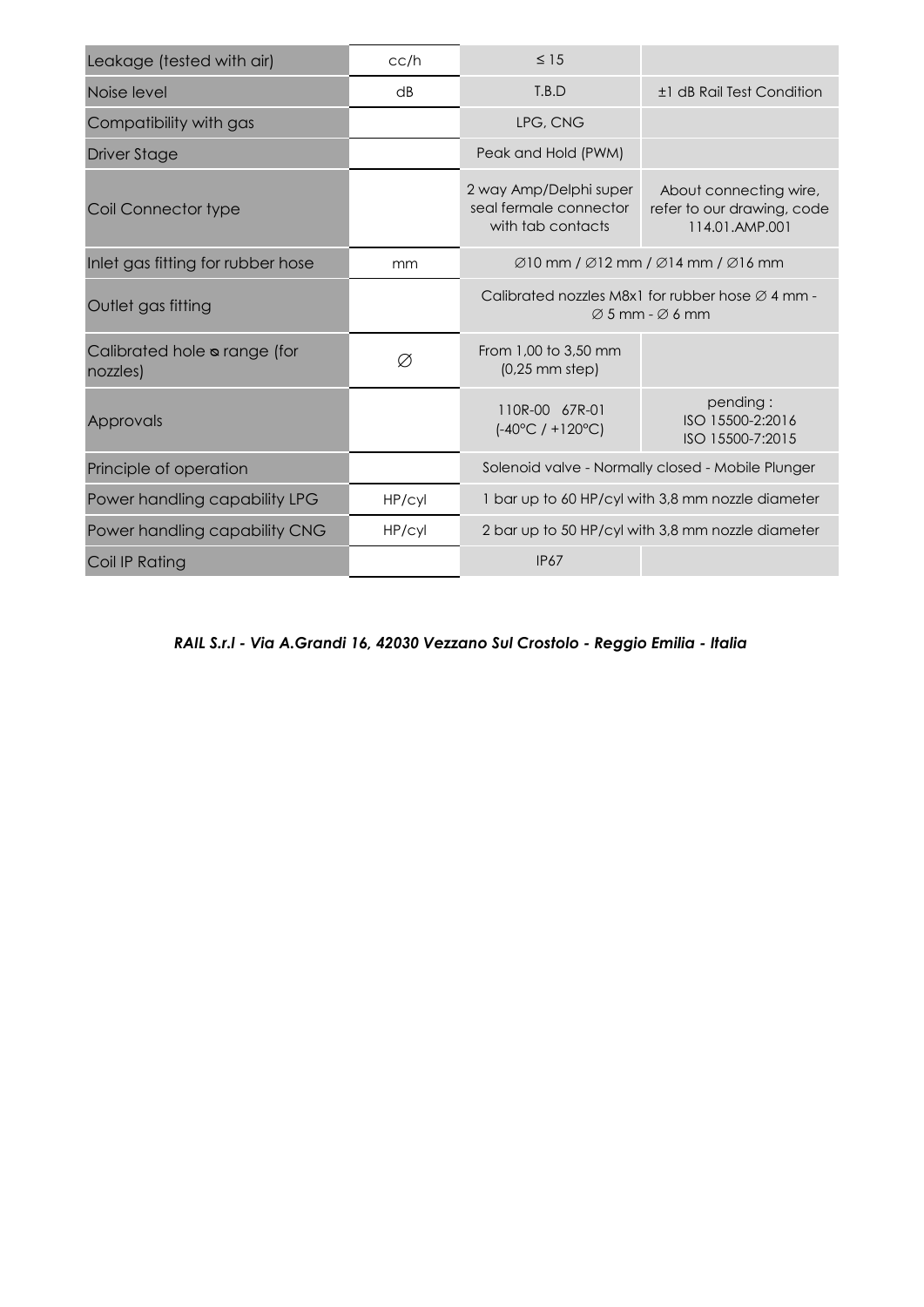| | | | |
|---|---|---|---|
| Leakage (tested with air) | cc/h | ≤ 15 | |
| Noise level | dB | T.B.D | ±1 dB Rail Test Condition |
| Compatibility with gas | | LPG, CNG | |
| Driver Stage | | Peak and Hold (PWM) | |
| Coil Connector type | | 2 way Amp/Delphi super seal fermale connector with tab contacts | About connecting wire, refer to our drawing, code 114.01.AMP.001 |
| Inlet gas fitting for rubber hose | mm | ∅10 mm / ∅12 mm / ∅14 mm / ∅16 mm | |
| Outlet gas fitting | | Calibrated nozzles M8x1 for rubber hose ∅ 4 mm - ∅ 5 mm - ∅ 6 mm | |
| Calibrated hole ∅ range (for nozzles) | ∅ | From 1,00 to 3,50 mm (0,25 mm step) | |
| Approvals | | 110R-00 67R-01 (-40°C / +120°C) | pending : ISO 15500-2:2016 ISO 15500-7:2015 |
| Principle of operation | | Solenoid valve - Normally closed - Mobile Plunger | |
| Power handling capability LPG | HP/cyl | 1 bar up to 60 HP/cyl with 3,8 mm nozzle diameter | |
| Power handling capability CNG | HP/cyl | 2 bar up to 50 HP/cyl with 3,8 mm nozzle diameter | |
| Coil IP Rating | | IP67 | |

***RAIL S.r.l - Via A.Grandi 16, 42030 Vezzano Sul Crostolo - Reggio Emilia - Italia***